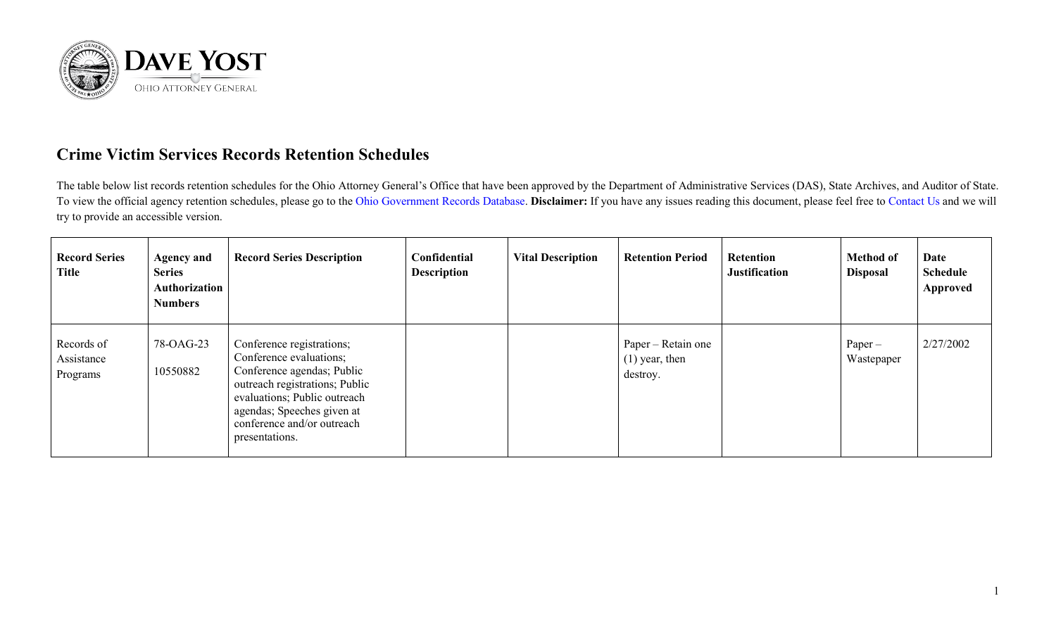DAVE YOST

OHIO ATTORNEY GENERAL

## Crime Victim Services Records Retention Schedules

The table below list records retention schedules for the Ohio Attorney General's Office that have been approved by the Department of Administrative Services (DAS), State Archives, and Auditor of State. To view the official agency retention schedules, please go to the Ohio Government Records Database. **Disclaimer:** If you have any issues reading this document, please feel free to Contact Us and we will try to provide an accessible version.

| Record Series Title | Agency and Series Authorization Numbers | Record Series Description | Confidential Description | Vital Description | Retention Period | Retention Justification | Method of Disposal | Date Schedule Approved |
|---|---|---|---|---|---|---|---|---|
| Records of Assistance Programs | 78-OAG-23<br>10550882 | Conference registrations; Conference evaluations; Conference agendas; Public outreach registrations; Public evaluations; Public outreach agendas; Speeches given at conference and/or outreach presentations. | | | Paper – Retain one (1) year, then destroy. | | Paper – Wastepaper | 2/27/2002 |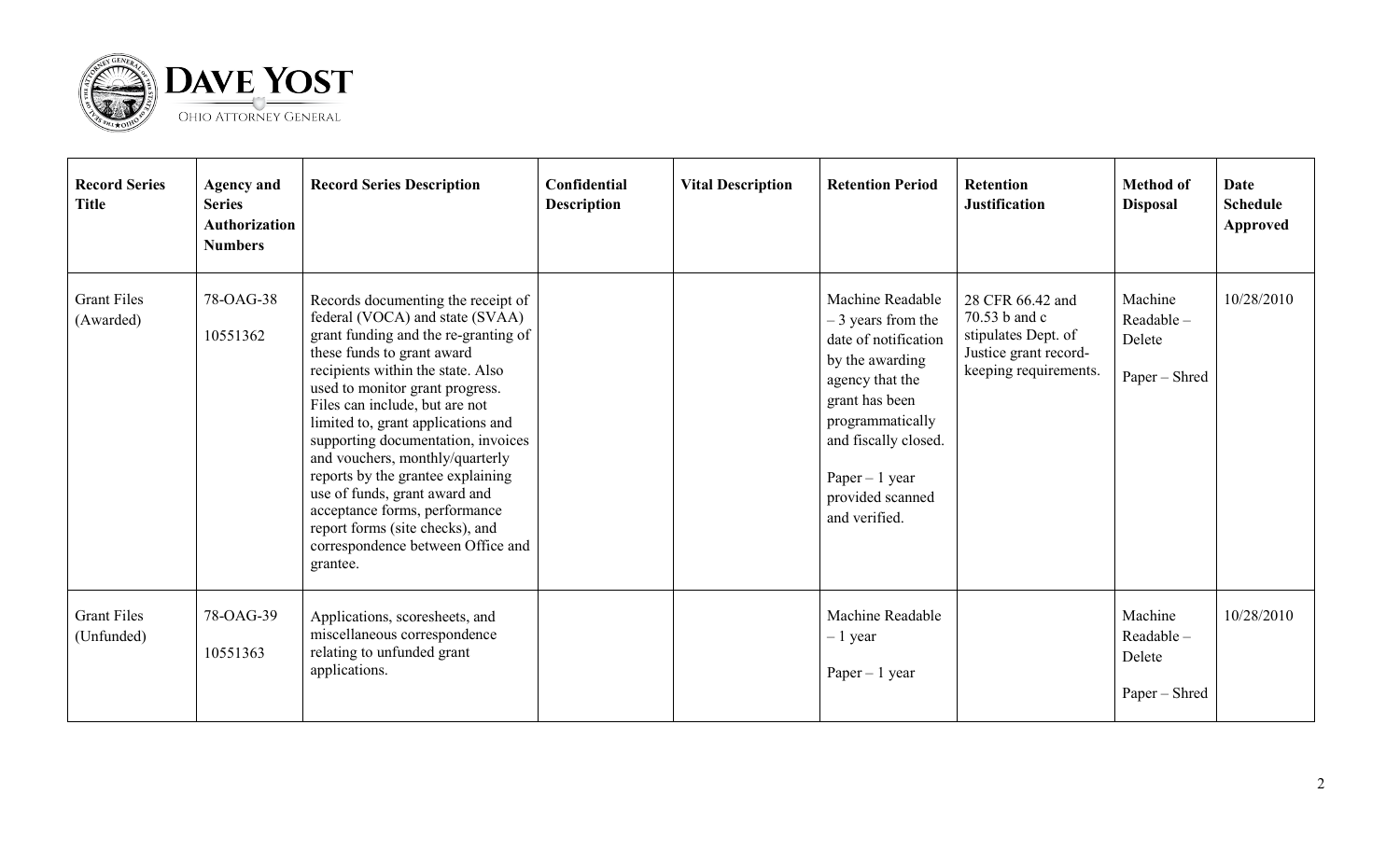| Record Series Title | Agency and Series Authorization Numbers | Record Series Description | Confidential Description | Vital Description | Retention Period | Retention Justification | Method of Disposal | Date Schedule Approved |
|---|---|---|---|---|---|---|---|---|
| Grant Files (Awarded) | 78-OAG-38<br><br>10551362 | Records documenting the receipt of federal (VOCA) and state (SVAA) grant funding and the re-granting of these funds to grant award recipients within the state. Also used to monitor grant progress. Files can include, but are not limited to, grant applications and supporting documentation, invoices and vouchers, monthly/quarterly reports by the grantee explaining use of funds, grant award and acceptance forms, performance report forms (site checks), and correspondence between Office and grantee. | | | Machine Readable – 3 years from the date of notification by the awarding agency that the grant has been programmatically and fiscally closed.<br><br>Paper – 1 year provided scanned and verified. | 28 CFR 66.42 and 70.53 b and c stipulates Dept. of Justice grant record-keeping requirements. | Machine Readable – Delete<br><br>Paper – Shred | 10/28/2010 |
| Grant Files (Unfunded) | 78-OAG-39<br><br>10551363 | Applications, scoresheets, and miscellaneous correspondence relating to unfunded grant applications. | | | Machine Readable – 1 year<br><br>Paper – 1 year | | Machine Readable – Delete<br><br>Paper – Shred | 10/28/2010 |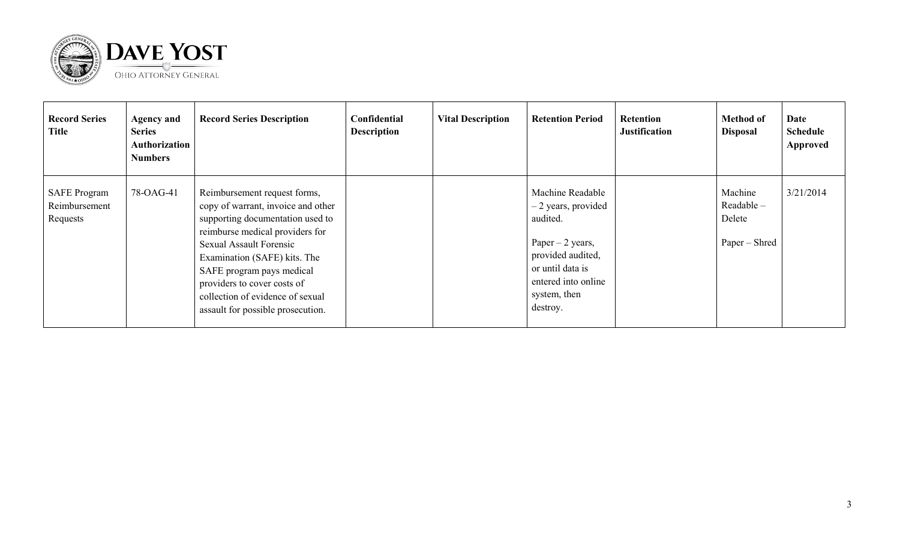| Record Series Title | Agency and Series Authorization Numbers | Record Series Description | Confidential Description | Vital Description | Retention Period | Retention Justification | Method of Disposal | Date Schedule Approved |
|---|---|---|---|---|---|---|---|---|
| SAFE Program Reimbursement Requests | 78-OAG-41 | Reimbursement request forms, copy of warrant, invoice and other supporting documentation used to reimburse medical providers for Sexual Assault Forensic Examination (SAFE) kits. The SAFE program pays medical providers to cover costs of collection of evidence of sexual assault for possible prosecution. | | | Machine Readable – 2 years, provided audited.<br><br>Paper – 2 years, provided audited, or until data is entered into online system, then destroy. | | Machine Readable – Delete<br><br>Paper – Shred | 3/21/2014 |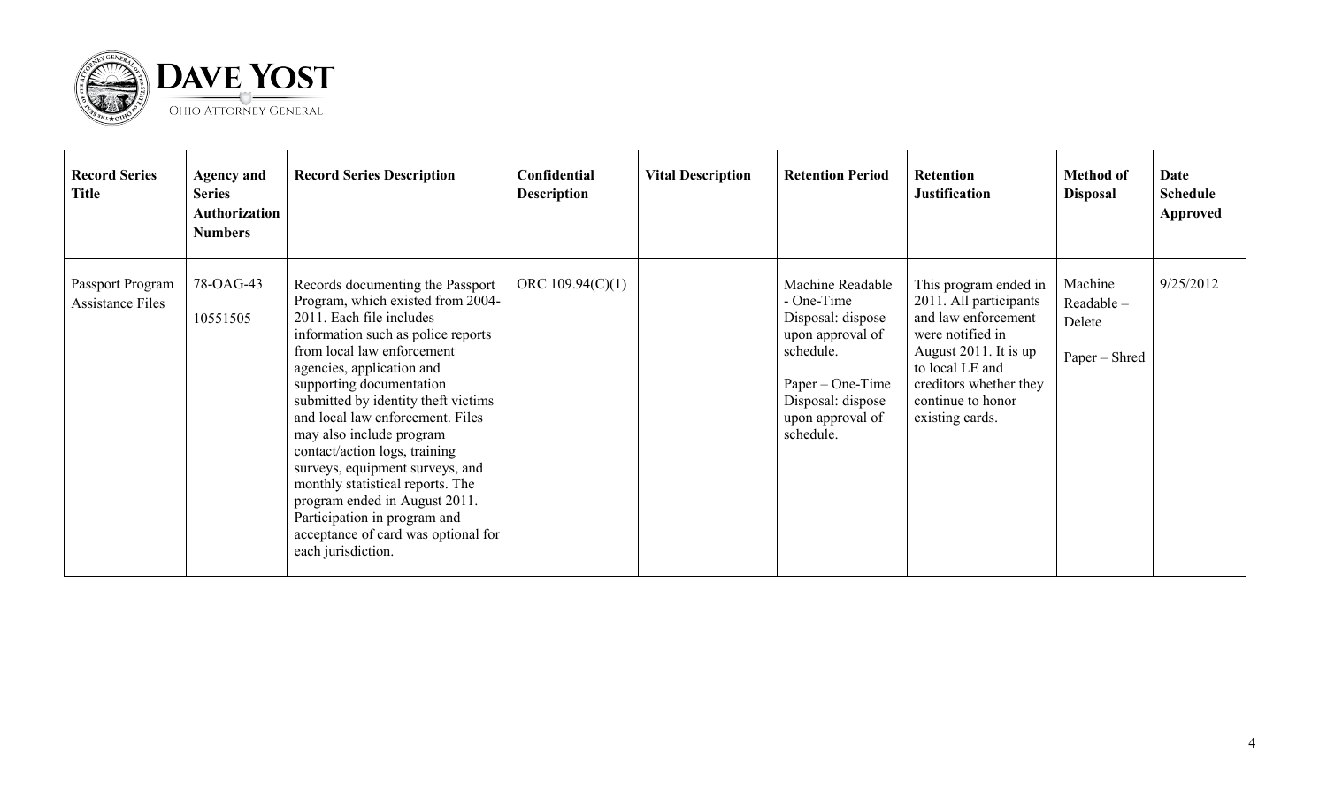| Record Series Title | Agency and Series Authorization Numbers | Record Series Description | Confidential Description | Vital Description | Retention Period | Retention Justification | Method of Disposal | Date Schedule Approved |
|---|---|---|---|---|---|---|---|---|
| Passport Program Assistance Files | 78-OAG-43<br><br>10551505 | Records documenting the Passport Program, which existed from 2004-2011. Each file includes information such as police reports from local law enforcement agencies, application and supporting documentation submitted by identity theft victims and local law enforcement. Files may also include program contact/action logs, training surveys, equipment surveys, and monthly statistical reports. The program ended in August 2011. Participation in program and acceptance of card was optional for each jurisdiction. | ORC 109.94(C)(1) | | Machine Readable - One-Time Disposal: dispose upon approval of schedule.<br><br>Paper – One-Time Disposal: dispose upon approval of schedule. | This program ended in 2011. All participants and law enforcement were notified in August 2011. It is up to local LE and creditors whether they continue to honor existing cards. | Machine Readable – Delete<br><br>Paper – Shred | 9/25/2012 |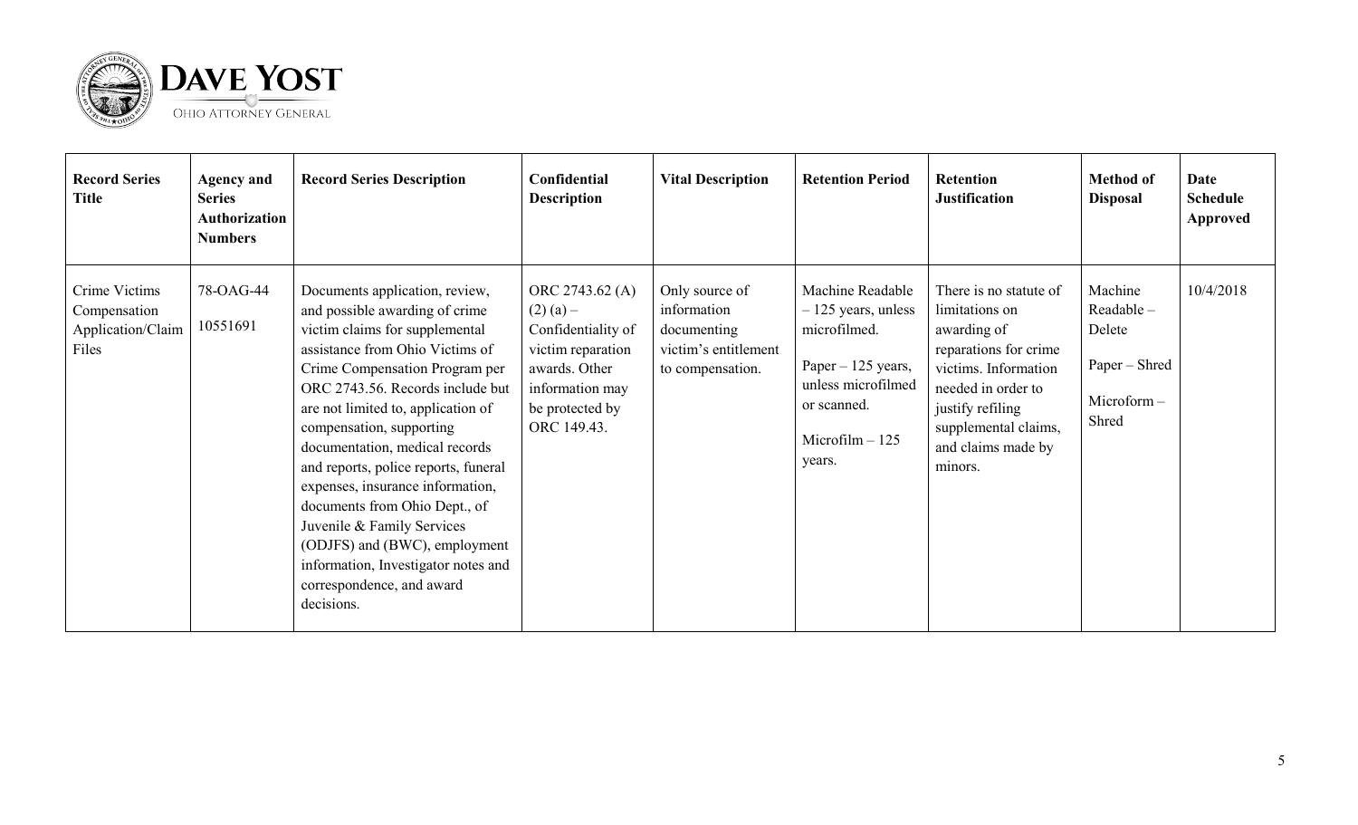| Record Series Title | Agency and Series Authorization Numbers | Record Series Description | Confidential Description | Vital Description | Retention Period | Retention Justification | Method of Disposal | Date Schedule Approved |
|---|---|---|---|---|---|---|---|---|
| Crime Victims Compensation Application/Claim Files | 78-OAG-44<br><br>10551691 | Documents application, review, and possible awarding of crime victim claims for supplemental assistance from Ohio Victims of Crime Compensation Program per ORC 2743.56. Records include but are not limited to, application of compensation, supporting documentation, medical records and reports, police reports, funeral expenses, insurance information, documents from Ohio Dept., of Juvenile & Family Services (ODJFS) and (BWC), employment information, Investigator notes and correspondence, and award decisions. | ORC 2743.62 (A) (2) (a) – Confidentiality of victim reparation awards. Other information may be protected by ORC 149.43. | Only source of information documenting victim's entitlement to compensation. | Machine Readable – 125 years, unless microfilmed.<br><br>Paper – 125 years, unless microfilmed or scanned.<br><br>Microfilm – 125 years. | There is no statute of limitations on awarding of reparations for crime victims. Information needed in order to justify refiling supplemental claims, and claims made by minors. | Machine Readable – Delete<br><br>Paper – Shred<br><br>Microform – Shred | 10/4/2018 |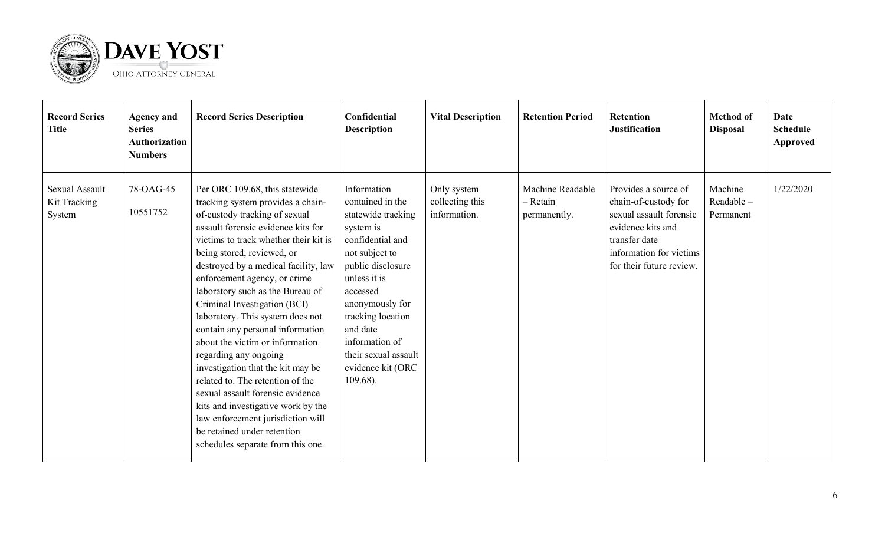| Record Series Title | Agency and Series Authorization Numbers | Record Series Description | Confidential Description | Vital Description | Retention Period | Retention Justification | Method of Disposal | Date Schedule Approved |
|---|---|---|---|---|---|---|---|---|
| Sexual Assault Kit Tracking System | 78-OAG-45<br>10551752 | Per ORC 109.68, this statewide tracking system provides a chain-of-custody tracking of sexual assault forensic evidence kits for victims to track whether their kit is being stored, reviewed, or destroyed by a medical facility, law enforcement agency, or crime laboratory such as the Bureau of Criminal Investigation (BCI) laboratory. This system does not contain any personal information about the victim or information regarding any ongoing investigation that the kit may be related to. The retention of the sexual assault forensic evidence kits and investigative work by the law enforcement jurisdiction will be retained under retention schedules separate from this one. | Information contained in the statewide tracking system is confidential and not subject to public disclosure unless it is accessed anonymously for tracking location and date information of their sexual assault evidence kit (ORC 109.68). | Only system collecting this information. | Machine Readable – Retain permanently. | Provides a source of chain-of-custody for sexual assault forensic evidence kits and transfer date information for victims for their future review. | Machine Readable – Permanent | 1/22/2020 |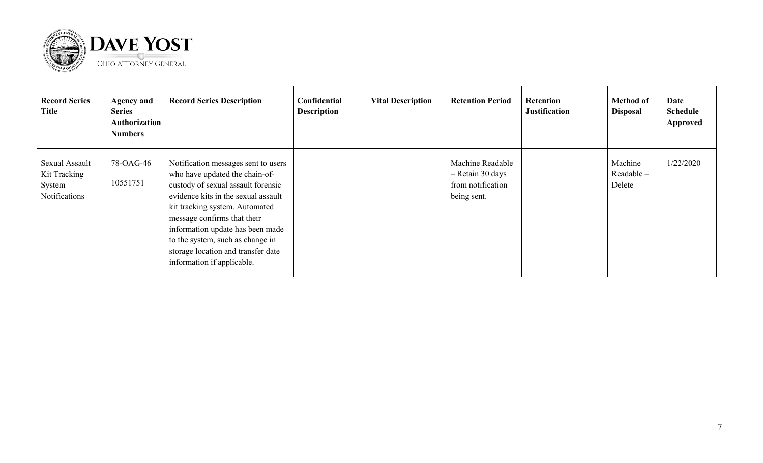| Record Series Title | Agency and Series Authorization Numbers | Record Series Description | Confidential Description | Vital Description | Retention Period | Retention Justification | Method of Disposal | Date Schedule Approved |
|---|---|---|---|---|---|---|---|---|
| Sexual Assault Kit Tracking System Notifications | 78-OAG-46<br><br>10551751 | Notification messages sent to users who have updated the chain-of-custody of sexual assault forensic evidence kits in the sexual assault kit tracking system. Automated message confirms that their information update has been made to the system, such as change in storage location and transfer date information if applicable. | | | Machine Readable – Retain 30 days from notification being sent. | | Machine Readable – Delete | 1/22/2020 |